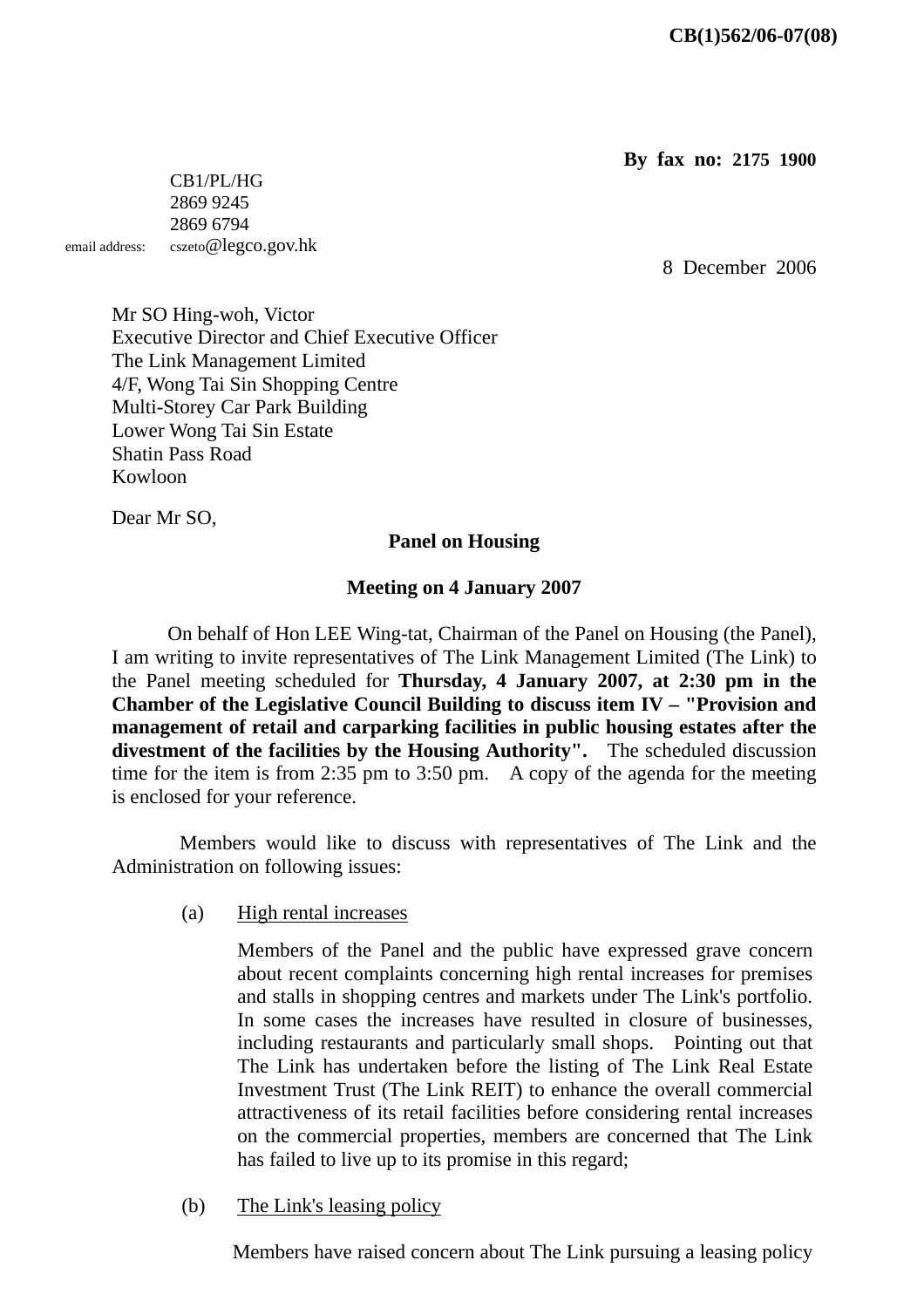**CB(1)562/06-07(08)**

**By fax no: 2175 1900**

CB1/PL/HG
2869 9245
2869 6794
email address: cszeto@legco.gov.hk

8 December 2006

Mr SO Hing-woh, Victor
Executive Director and Chief Executive Officer
The Link Management Limited
4/F, Wong Tai Sin Shopping Centre
Multi-Storey Car Park Building
Lower Wong Tai Sin Estate
Shatin Pass Road
Kowloon

Dear Mr SO,

**Panel on Housing**

**Meeting on 4 January 2007**

On behalf of Hon LEE Wing-tat, Chairman of the Panel on Housing (the Panel), I am writing to invite representatives of The Link Management Limited (The Link) to the Panel meeting scheduled for **Thursday, 4 January 2007, at 2:30 pm in the Chamber of the Legislative Council Building to discuss item IV – "Provision and management of retail and carparking facilities in public housing estates after the divestment of the facilities by the Housing Authority".** The scheduled discussion time for the item is from 2:35 pm to 3:50 pm. A copy of the agenda for the meeting is enclosed for your reference.

Members would like to discuss with representatives of The Link and the Administration on following issues:

(a) High rental increases

Members of the Panel and the public have expressed grave concern about recent complaints concerning high rental increases for premises and stalls in shopping centres and markets under The Link's portfolio. In some cases the increases have resulted in closure of businesses, including restaurants and particularly small shops. Pointing out that The Link has undertaken before the listing of The Link Real Estate Investment Trust (The Link REIT) to enhance the overall commercial attractiveness of its retail facilities before considering rental increases on the commercial properties, members are concerned that The Link has failed to live up to its promise in this regard;

(b) The Link's leasing policy

Members have raised concern about The Link pursuing a leasing policy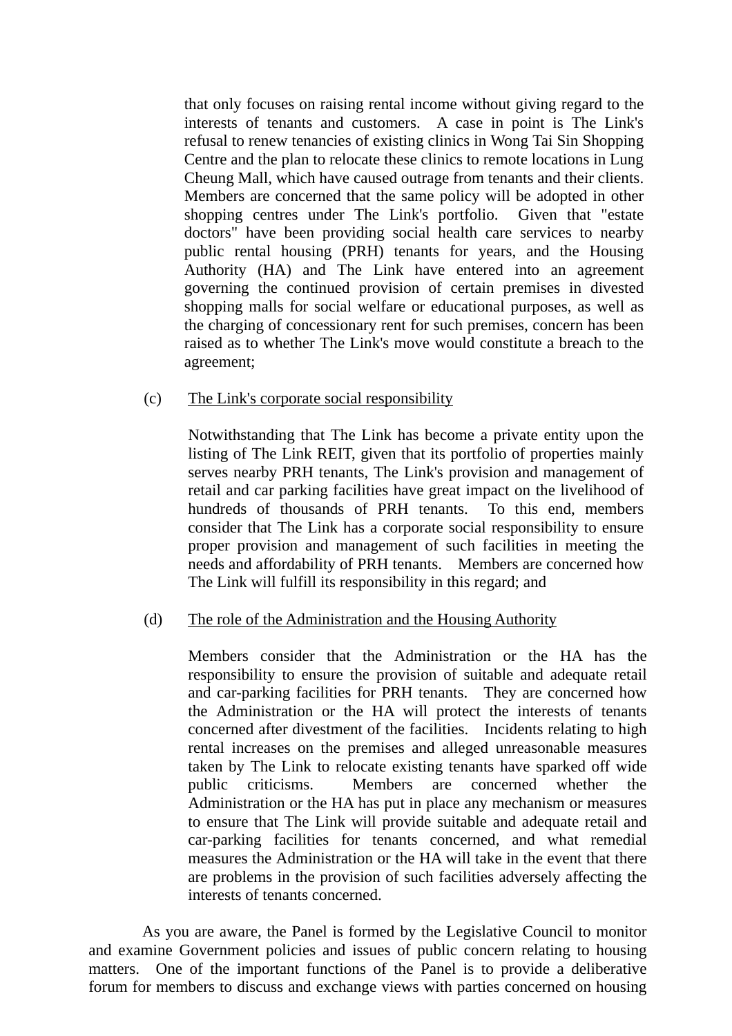that only focuses on raising rental income without giving regard to the interests of tenants and customers. A case in point is The Link's refusal to renew tenancies of existing clinics in Wong Tai Sin Shopping Centre and the plan to relocate these clinics to remote locations in Lung Cheung Mall, which have caused outrage from tenants and their clients. Members are concerned that the same policy will be adopted in other shopping centres under The Link's portfolio. Given that "estate doctors" have been providing social health care services to nearby public rental housing (PRH) tenants for years, and the Housing Authority (HA) and The Link have entered into an agreement governing the continued provision of certain premises in divested shopping malls for social welfare or educational purposes, as well as the charging of concessionary rent for such premises, concern has been raised as to whether The Link's move would constitute a breach to the agreement;

(c) <u>The Link's corporate social responsibility</u>

Notwithstanding that The Link has become a private entity upon the listing of The Link REIT, given that its portfolio of properties mainly serves nearby PRH tenants, The Link's provision and management of retail and car parking facilities have great impact on the livelihood of hundreds of thousands of PRH tenants. To this end, members consider that The Link has a corporate social responsibility to ensure proper provision and management of such facilities in meeting the needs and affordability of PRH tenants. Members are concerned how The Link will fulfill its responsibility in this regard; and

(d) <u>The role of the Administration and the Housing Authority</u>

Members consider that the Administration or the HA has the responsibility to ensure the provision of suitable and adequate retail and car-parking facilities for PRH tenants. They are concerned how the Administration or the HA will protect the interests of tenants concerned after divestment of the facilities. Incidents relating to high rental increases on the premises and alleged unreasonable measures taken by The Link to relocate existing tenants have sparked off wide public criticisms. Members are concerned whether the Administration or the HA has put in place any mechanism or measures to ensure that The Link will provide suitable and adequate retail and car-parking facilities for tenants concerned, and what remedial measures the Administration or the HA will take in the event that there are problems in the provision of such facilities adversely affecting the interests of tenants concerned.

As you are aware, the Panel is formed by the Legislative Council to monitor and examine Government policies and issues of public concern relating to housing matters. One of the important functions of the Panel is to provide a deliberative forum for members to discuss and exchange views with parties concerned on housing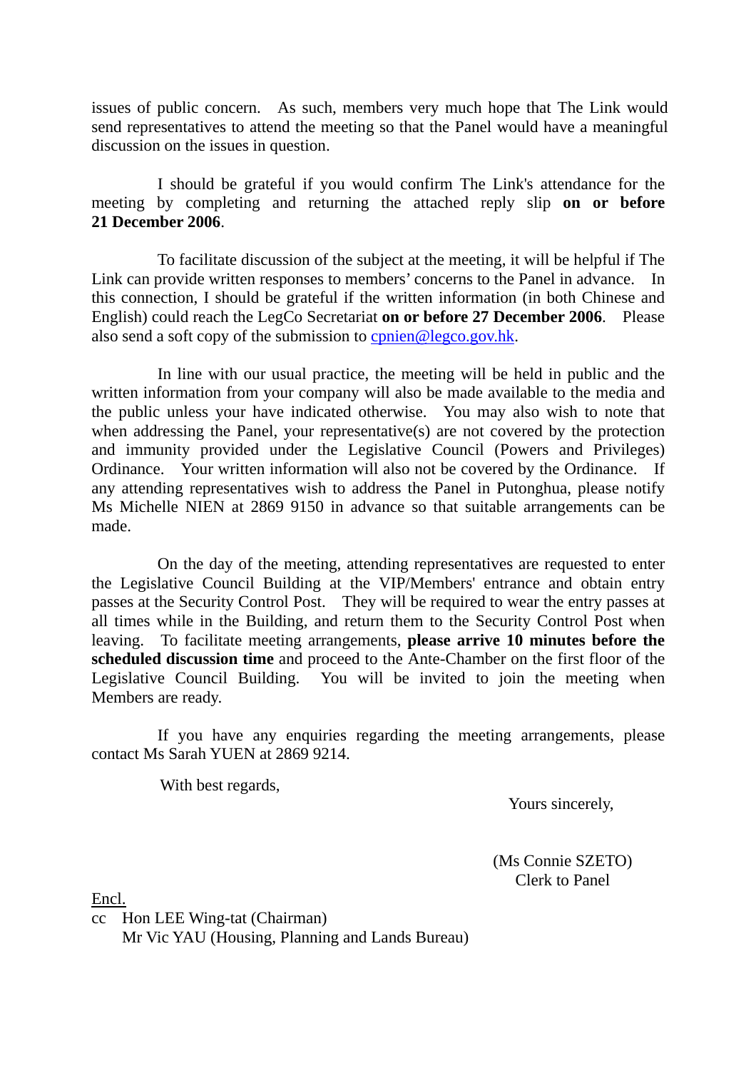issues of public concern. As such, members very much hope that The Link would send representatives to attend the meeting so that the Panel would have a meaningful discussion on the issues in question.

I should be grateful if you would confirm The Link's attendance for the meeting by completing and returning the attached reply slip **on or before 21 December 2006**.

To facilitate discussion of the subject at the meeting, it will be helpful if The Link can provide written responses to members' concerns to the Panel in advance. In this connection, I should be grateful if the written information (in both Chinese and English) could reach the LegCo Secretariat **on or before 27 December 2006**. Please also send a soft copy of the submission to cpnien@legco.gov.hk.

In line with our usual practice, the meeting will be held in public and the written information from your company will also be made available to the media and the public unless your have indicated otherwise. You may also wish to note that when addressing the Panel, your representative(s) are not covered by the protection and immunity provided under the Legislative Council (Powers and Privileges) Ordinance. Your written information will also not be covered by the Ordinance. If any attending representatives wish to address the Panel in Putonghua, please notify Ms Michelle NIEN at 2869 9150 in advance so that suitable arrangements can be made.

On the day of the meeting, attending representatives are requested to enter the Legislative Council Building at the VIP/Members' entrance and obtain entry passes at the Security Control Post. They will be required to wear the entry passes at all times while in the Building, and return them to the Security Control Post when leaving. To facilitate meeting arrangements, **please arrive 10 minutes before the scheduled discussion time** and proceed to the Ante-Chamber on the first floor of the Legislative Council Building. You will be invited to join the meeting when Members are ready.

If you have any enquiries regarding the meeting arrangements, please contact Ms Sarah YUEN at 2869 9214.

With best regards,

Yours sincerely,

(Ms Connie SZETO)
Clerk to Panel

Encl.

cc Hon LEE Wing-tat (Chairman)
Mr Vic YAU (Housing, Planning and Lands Bureau)